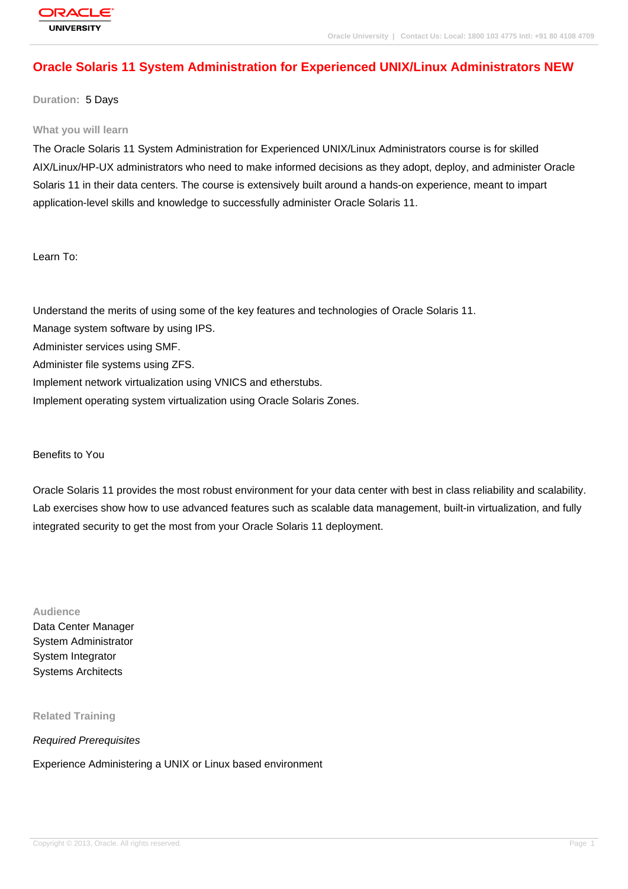# Oracle Solaris 11 System Administration for Experienced UNIX/Linux Administrators NEW

**Duration:** 5 Days

## What you will learn

The Oracle Solaris 11 System Administration for Experienced UNIX/Linux Administrators course is for skilled AIX/Linux/HP-UX administrators who need to make informed decisions as they adopt, deploy, and administer Oracle Solaris 11 in their data centers. The course is extensively built around a hands-on experience, meant to impart application-level skills and knowledge to successfully administer Oracle Solaris 11.

Learn To:

Understand the merits of using some of the key features and technologies of Oracle Solaris 11.
Manage system software by using IPS.
Administer services using SMF.
Administer file systems using ZFS.
Implement network virtualization using VNICS and etherstubs.
Implement operating system virtualization using Oracle Solaris Zones.

Benefits to You

Oracle Solaris 11 provides the most robust environment for your data center with best in class reliability and scalability. Lab exercises show how to use advanced features such as scalable data management, built-in virtualization, and fully integrated security to get the most from your Oracle Solaris 11 deployment.

## Audience

Data Center Manager
System Administrator
System Integrator
Systems Architects

## Related Training

*Required Prerequisites*

Experience Administering a UNIX or Linux based environment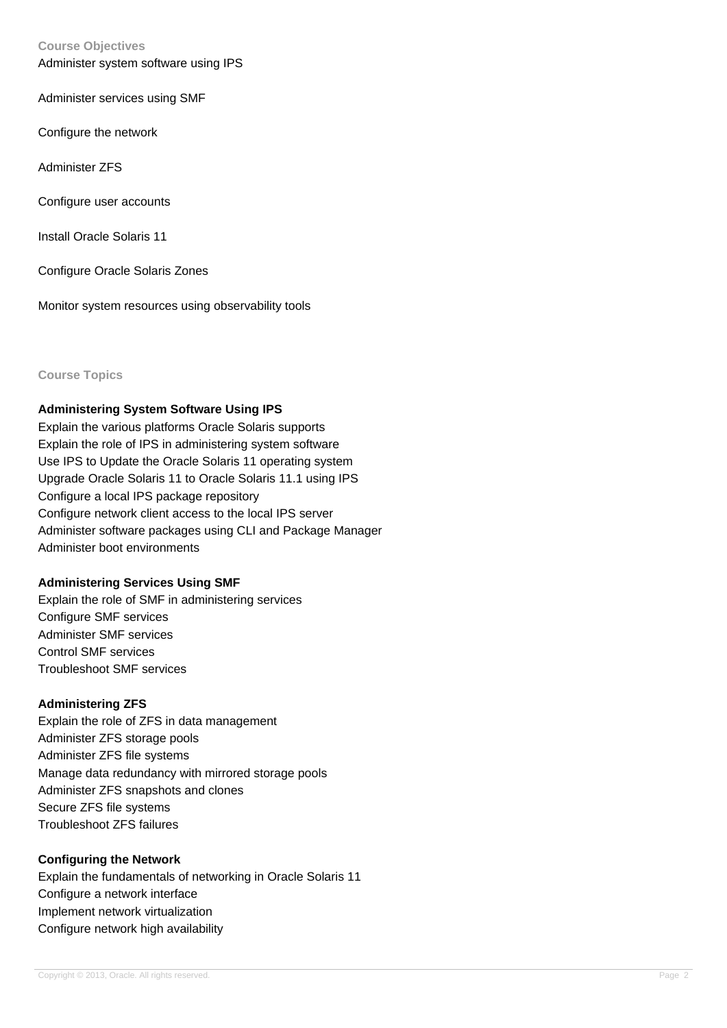## Course Objectives

Administer system software using IPS

Administer services using SMF

Configure the network

Administer ZFS

Configure user accounts

Install Oracle Solaris 11

Configure Oracle Solaris Zones

Monitor system resources using observability tools

## Course Topics

### Administering System Software Using IPS

Explain the various platforms Oracle Solaris supports
Explain the role of IPS in administering system software
Use IPS to Update the Oracle Solaris 11 operating system
Upgrade Oracle Solaris 11 to Oracle Solaris 11.1 using IPS
Configure a local IPS package repository
Configure network client access to the local IPS server
Administer software packages using CLI and Package Manager
Administer boot environments

### Administering Services Using SMF

Explain the role of SMF in administering services
Configure SMF services
Administer SMF services
Control SMF services
Troubleshoot SMF services

### Administering ZFS

Explain the role of ZFS in data management
Administer ZFS storage pools
Administer ZFS file systems
Manage data redundancy with mirrored storage pools
Administer ZFS snapshots and clones
Secure ZFS file systems
Troubleshoot ZFS failures

### Configuring the Network

Explain the fundamentals of networking in Oracle Solaris 11
Configure a network interface
Implement network virtualization
Configure network high availability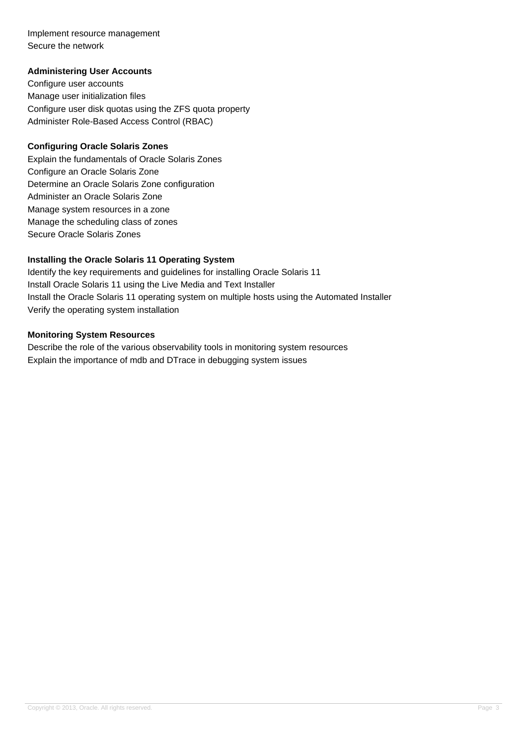Implement resource management
Secure the network

**Administering User Accounts**

Configure user accounts
Manage user initialization files
Configure user disk quotas using the ZFS quota property
Administer Role-Based Access Control (RBAC)

**Configuring Oracle Solaris Zones**

Explain the fundamentals of Oracle Solaris Zones
Configure an Oracle Solaris Zone
Determine an Oracle Solaris Zone configuration
Administer an Oracle Solaris Zone
Manage system resources in a zone
Manage the scheduling class of zones
Secure Oracle Solaris Zones

**Installing the Oracle Solaris 11 Operating System**

Identify the key requirements and guidelines for installing Oracle Solaris 11
Install Oracle Solaris 11 using the Live Media and Text Installer
Install the Oracle Solaris 11 operating system on multiple hosts using the Automated Installer
Verify the operating system installation

**Monitoring System Resources**

Describe the role of the various observability tools in monitoring system resources
Explain the importance of mdb and DTrace in debugging system issues